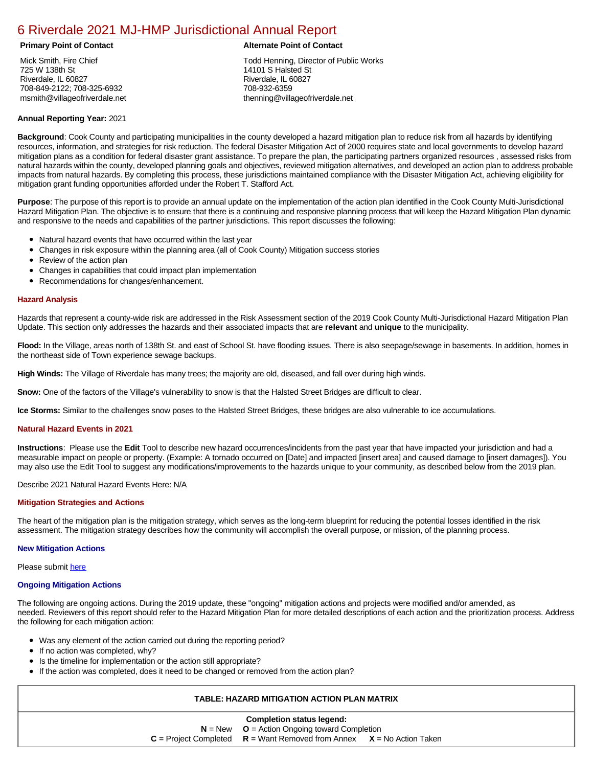# 6 Riverdale 2021 MJ-HMP Jurisdictional Annual Report

**Primary Point of Contact**

Mick Smith, Fire Chief
725 W 138th St
Riverdale, IL 60827
708-849-2122; 708-325-6932
msmith@villageofriverdale.net

**Alternate Point of Contact**

Todd Henning, Director of Public Works
14101 S Halsted St
Riverdale, IL 60827
708-932-6359
thenning@villageofriverdale.net

**Annual Reporting Year:** 2021

**Background**: Cook County and participating municipalities in the county developed a hazard mitigation plan to reduce risk from all hazards by identifying resources, information, and strategies for risk reduction. The federal Disaster Mitigation Act of 2000 requires state and local governments to develop hazard mitigation plans as a condition for federal disaster grant assistance. To prepare the plan, the participating partners organized resources , assessed risks from natural hazards within the county, developed planning goals and objectives, reviewed mitigation alternatives, and developed an action plan to address probable impacts from natural hazards. By completing this process, these jurisdictions maintained compliance with the Disaster Mitigation Act, achieving eligibility for mitigation grant funding opportunities afforded under the Robert T. Stafford Act.

**Purpose**: The purpose of this report is to provide an annual update on the implementation of the action plan identified in the Cook County Multi-Jurisdictional Hazard Mitigation Plan. The objective is to ensure that there is a continuing and responsive planning process that will keep the Hazard Mitigation Plan dynamic and responsive to the needs and capabilities of the partner jurisdictions. This report discusses the following:

- Natural hazard events that have occurred within the last year
- Changes in risk exposure within the planning area (all of Cook County) Mitigation success stories
- Review of the action plan
- Changes in capabilities that could impact plan implementation
- Recommendations for changes/enhancement.

### Hazard Analysis

Hazards that represent a county-wide risk are addressed in the Risk Assessment section of the 2019 Cook County Multi-Jurisdictional Hazard Mitigation Plan Update. This section only addresses the hazards and their associated impacts that are **relevant** and **unique** to the municipality.

**Flood:** In the Village, areas north of 138th St. and east of School St. have flooding issues. There is also seepage/sewage in basements. In addition, homes in the northeast side of Town experience sewage backups.

**High Winds:** The Village of Riverdale has many trees; the majority are old, diseased, and fall over during high winds.

**Snow:** One of the factors of the Village's vulnerability to snow is that the Halsted Street Bridges are difficult to clear.

**Ice Storms:** Similar to the challenges snow poses to the Halsted Street Bridges, these bridges are also vulnerable to ice accumulations.

### Natural Hazard Events in 2021

**Instructions**: Please use the **Edit** Tool to describe new hazard occurrences/incidents from the past year that have impacted your jurisdiction and had a measurable impact on people or property. (Example: A tornado occurred on [Date] and impacted [insert area] and caused damage to [insert damages]). You may also use the Edit Tool to suggest any modifications/improvements to the hazards unique to your community, as described below from the 2019 plan.

Describe 2021 Natural Hazard Events Here: N/A

### Mitigation Strategies and Actions

The heart of the mitigation plan is the mitigation strategy, which serves as the long-term blueprint for reducing the potential losses identified in the risk assessment. The mitigation strategy describes how the community will accomplish the overall purpose, or mission, of the planning process.

#### New Mitigation Actions

Please submit here

#### Ongoing Mitigation Actions

The following are ongoing actions. During the 2019 update, these "ongoing" mitigation actions and projects were modified and/or amended, as needed. Reviewers of this report should refer to the Hazard Mitigation Plan for more detailed descriptions of each action and the prioritization process. Address the following for each mitigation action:

- Was any element of the action carried out during the reporting period?
- If no action was completed, why?
- Is the timeline for implementation or the action still appropriate?
- If the action was completed, does it need to be changed or removed from the action plan?

| TABLE: HAZARD MITIGATION ACTION PLAN MATRIX |
|---|
| **Completion status legend:**<br>**N** = New **O** = Action Ongoing toward Completion<br>**C** = Project Completed **R** = Want Removed from Annex **X** = No Action Taken |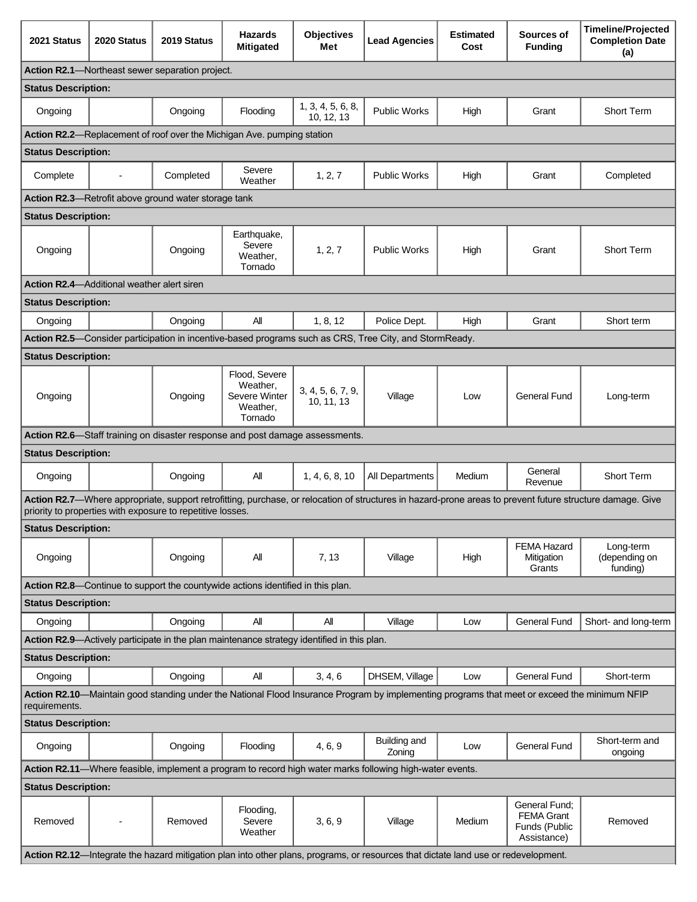| 2021 Status | 2020 Status | 2019 Status | Hazards Mitigated | Objectives Met | Lead Agencies | Estimated Cost | Sources of Funding | Timeline/Projected Completion Date (a) |
|---|---|---|---|---|---|---|---|---|
| **Action R2.1**—Northeast sewer separation project. | | | | | | | | |
| **Status Description:** | | | | | | | | |
| Ongoing | | Ongoing | Flooding | 1, 3, 4, 5, 6, 8, 10, 12, 13 | Public Works | High | Grant | Short Term |
| **Action R2.2**—Replacement of roof over the Michigan Ave. pumping station | | | | | | | | |
| **Status Description:** | | | | | | | | |
| Complete | - | Completed | Severe Weather | 1, 2, 7 | Public Works | High | Grant | Completed |
| **Action R2.3**—Retrofit above ground water storage tank | | | | | | | | |
| **Status Description:** | | | | | | | | |
| Ongoing | | Ongoing | Earthquake, Severe Weather, Tornado | 1, 2, 7 | Public Works | High | Grant | Short Term |
| **Action R2.4**—Additional weather alert siren | | | | | | | | |
| **Status Description:** | | | | | | | | |
| Ongoing | | Ongoing | All | 1, 8, 12 | Police Dept. | High | Grant | Short term |
| **Action R2.5**—Consider participation in incentive-based programs such as CRS, Tree City, and StormReady. | | | | | | | | |
| **Status Description:** | | | | | | | | |
| Ongoing | | Ongoing | Flood, Severe Weather, Severe Winter Weather, Tornado | 3, 4, 5, 6, 7, 9, 10, 11, 13 | Village | Low | General Fund | Long-term |
| **Action R2.6**—Staff training on disaster response and post damage assessments. | | | | | | | | |
| **Status Description:** | | | | | | | | |
| Ongoing | | Ongoing | All | 1, 4, 6, 8, 10 | All Departments | Medium | General Revenue | Short Term |
| **Action R2.7**—Where appropriate, support retrofitting, purchase, or relocation of structures in hazard-prone areas to prevent future structure damage. Give priority to properties with exposure to repetitive losses. | | | | | | | | |
| **Status Description:** | | | | | | | | |
| Ongoing | | Ongoing | All | 7, 13 | Village | High | FEMA Hazard Mitigation Grants | Long-term (depending on funding) |
| **Action R2.8**—Continue to support the countywide actions identified in this plan. | | | | | | | | |
| **Status Description:** | | | | | | | | |
| Ongoing | | Ongoing | All | All | Village | Low | General Fund | Short- and long-term |
| **Action R2.9**—Actively participate in the plan maintenance strategy identified in this plan. | | | | | | | | |
| **Status Description:** | | | | | | | | |
| Ongoing | | Ongoing | All | 3, 4, 6 | DHSEM, Village | Low | General Fund | Short-term |
| **Action R2.10**—Maintain good standing under the National Flood Insurance Program by implementing programs that meet or exceed the minimum NFIP requirements. | | | | | | | | |
| **Status Description:** | | | | | | | | |
| Ongoing | | Ongoing | Flooding | 4, 6, 9 | Building and Zoning | Low | General Fund | Short-term and ongoing |
| **Action R2.11**—Where feasible, implement a program to record high water marks following high-water events. | | | | | | | | |
| **Status Description:** | | | | | | | | |
| Removed | - | Removed | Flooding, Severe Weather | 3, 6, 9 | Village | Medium | General Fund; FEMA Grant Funds (Public Assistance) | Removed |
| **Action R2.12**—Integrate the hazard mitigation plan into other plans, programs, or resources that dictate land use or redevelopment. | | | | | | | | |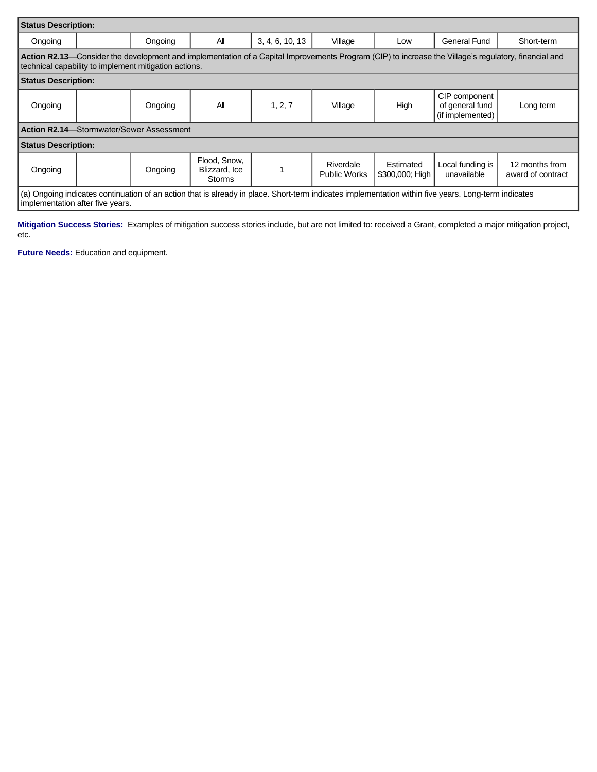| | | | | | | | | |
|---|---|---|---|---|---|---|---|---|
| **Status Description:** | | | | | | | | |
| Ongoing | | Ongoing | All | 3, 4, 6, 10, 13 | Village | Low | General Fund | Short-term |
| **Action R2.13**—Consider the development and implementation of a Capital Improvements Program (CIP) to increase the Village's regulatory, financial and technical capability to implement mitigation actions. | | | | | | | | |
| **Status Description:** | | | | | | | | |
| Ongoing | | Ongoing | All | 1, 2, 7 | Village | High | CIP component of general fund (if implemented) | Long term |
| **Action R2.14**—Stormwater/Sewer Assessment | | | | | | | | |
| **Status Description:** | | | | | | | | |
| Ongoing | | Ongoing | Flood, Snow, Blizzard, Ice Storms | 1 | Riverdale Public Works | Estimated $300,000; High | Local funding is unavailable | 12 months from award of contract |
| (a) Ongoing indicates continuation of an action that is already in place. Short-term indicates implementation within five years. Long-term indicates implementation after five years. | | | | | | | | |

**Mitigation Success Stories:** Examples of mitigation success stories include, but are not limited to: received a Grant, completed a major mitigation project, etc.

**Future Needs:** Education and equipment.